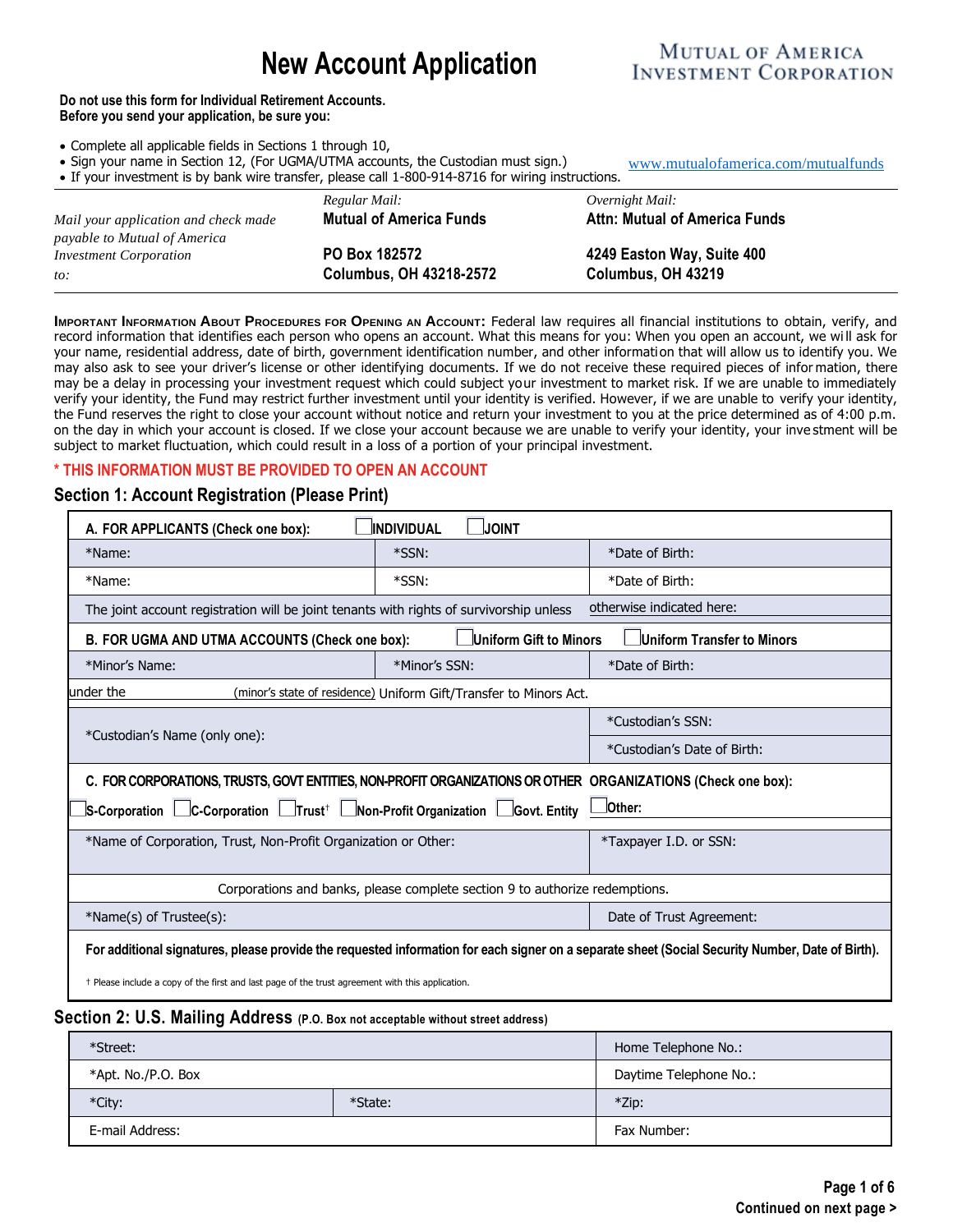# New Account Application

MUTUAL OF AMERICA INVESTMENT CORPORATION

**Do not use this form for Individual Retirement Accounts.**
**Before you send your application, be sure you:**

- Complete all applicable fields in Sections 1 through 10,
- Sign your name in Section 12, (For UGMA/UTMA accounts, the Custodian must sign.)
- If your investment is by bank wire transfer, please call 1-800-914-8716 for wiring instructions.

www.mutualofamerica.com/mutualfunds

| *Mail your application and check made payable to Mutual of America Investment Corporation to:* | *Regular Mail:* **Mutual of America Funds** **PO Box 182572** **Columbus, OH 43218-2572** | *Overnight Mail:* **Attn: Mutual of America Funds** **4249 Easton Way, Suite 400** **Columbus, OH 43219** |
|---|---|---|

**IMPORTANT INFORMATION ABOUT PROCEDURES FOR OPENING AN ACCOUNT:** Federal law requires all financial institutions to obtain, verify, and record information that identifies each person who opens an account. What this means for you: When you open an account, we will ask for your name, residential address, date of birth, government identification number, and other information that will allow us to identify you. We may also ask to see your driver's license or other identifying documents. If we do not receive these required pieces of information, there may be a delay in processing your investment request which could subject your investment to market risk. If we are unable to immediately verify your identity, the Fund may restrict further investment until your identity is verified. However, if we are unable to verify your identity, the Fund reserves the right to close your account without notice and return your investment to you at the price determined as of 4:00 p.m. on the day in which your account is closed. If we close your account because we are unable to verify your identity, your investment will be subject to market fluctuation, which could result in a loss of a portion of your principal investment.

**\* THIS INFORMATION MUST BE PROVIDED TO OPEN AN ACCOUNT**

## Section 1: Account Registration (Please Print)

| **A. FOR APPLICANTS (Check one box):** ☐ **INDIVIDUAL** ☐ **JOINT** | | |
|---|---|---|
| *Name: | *SSN: | *Date of Birth: |
| *Name: | *SSN: | *Date of Birth: |
| The joint account registration will be joint tenants with rights of survivorship unless | | otherwise indicated here: |
| **B. FOR UGMA AND UTMA ACCOUNTS (Check one box):** ☐ **Uniform Gift to Minors** ☐ **Uniform Transfer to Minors** | | |
| *Minor's Name: | *Minor's SSN: | *Date of Birth: |
| under the ______ (minor's state of residence) Uniform Gift/Transfer to Minors Act. | | |
| *Custodian's Name (only one): | | *Custodian's SSN: |
| | | *Custodian's Date of Birth: |
| **C. FOR CORPORATIONS, TRUSTS, GOVT ENTITIES, NON-PROFIT ORGANIZATIONS OR OTHER ORGANIZATIONS (Check one box):** | | |
| ☐ **S-Corporation** ☐ **C-Corporation** ☐ **Trust**† ☐ **Non-Profit Organization** ☐ **Govt. Entity** | | ☐ **Other:** |
| *Name of Corporation, Trust, Non-Profit Organization or Other: | | *Taxpayer I.D. or SSN: |
| Corporations and banks, please complete section 9 to authorize redemptions. | | |
| *Name(s) of Trustee(s): | | Date of Trust Agreement: |
| **For additional signatures, please provide the requested information for each signer on a separate sheet (Social Security Number, Date of Birth).** | | |
| † Please include a copy of the first and last page of the trust agreement with this application. | | |

## Section 2: U.S. Mailing Address (P.O. Box not acceptable without street address)

| *Street: | | Home Telephone No.: |
|---|---|---|
| *Apt. No./P.O. Box | | Daytime Telephone No.: |
| *City: | *State: | *Zip: |
| E-mail Address: | | Fax Number: |

**Continued on next page >**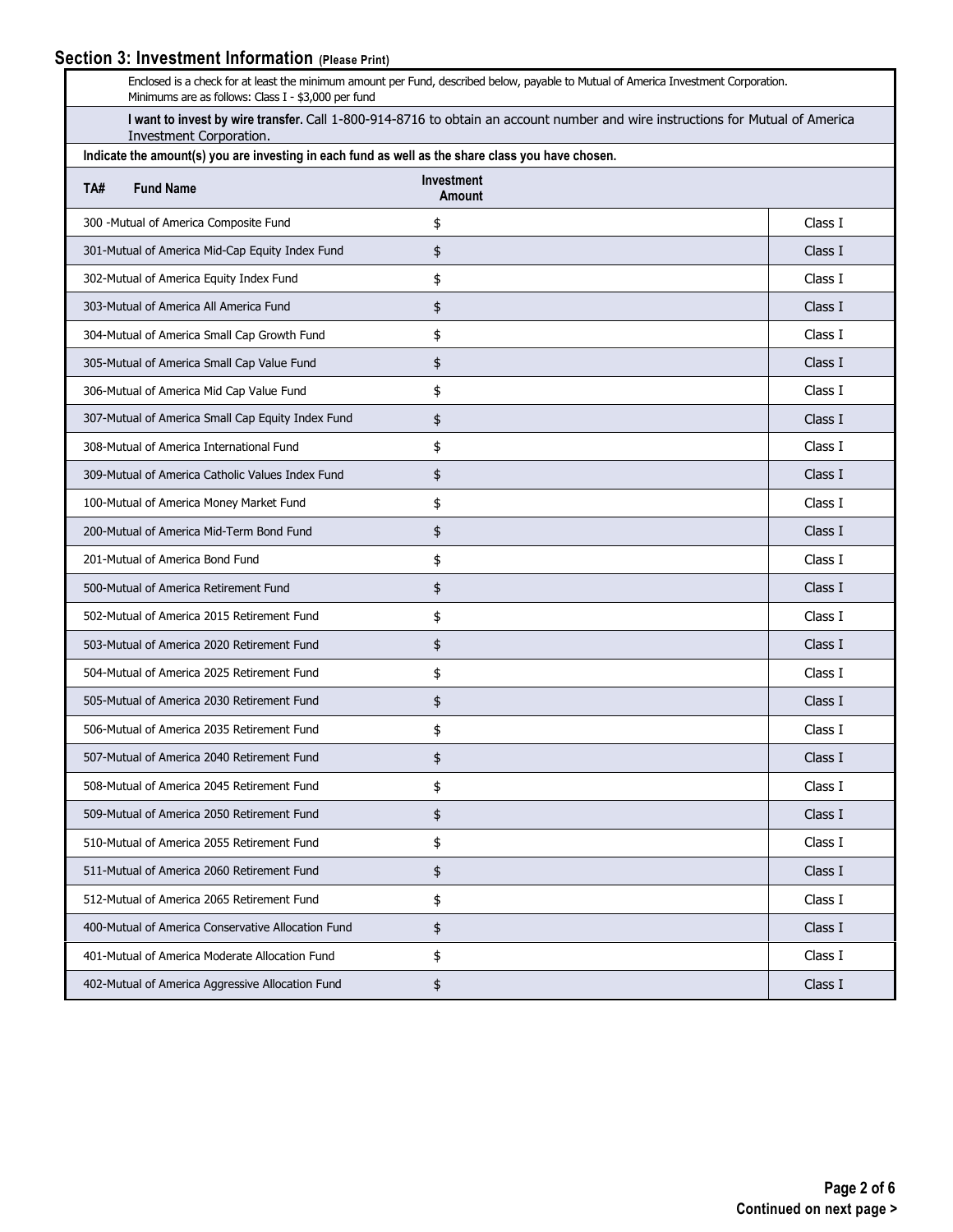## Section 3: Investment Information (Please Print)

Enclosed is a check for at least the minimum amount per Fund, described below, payable to Mutual of America Investment Corporation. Minimums are as follows: Class I - $3,000 per fund

**I want to invest by wire transfer.** Call 1-800-914-8716 to obtain an account number and wire instructions for Mutual of America Investment Corporation.

**Indicate the amount(s) you are investing in each fund as well as the share class you have chosen.**

| TA# Fund Name | Investment Amount | |
|---|---|---|
| 300 -Mutual of America Composite Fund | $ | Class I |
| 301-Mutual of America Mid-Cap Equity Index Fund | $ | Class I |
| 302-Mutual of America Equity Index Fund | $ | Class I |
| 303-Mutual of America All America Fund | $ | Class I |
| 304-Mutual of America Small Cap Growth Fund | $ | Class I |
| 305-Mutual of America Small Cap Value Fund | $ | Class I |
| 306-Mutual of America Mid Cap Value Fund | $ | Class I |
| 307-Mutual of America Small Cap Equity Index Fund | $ | Class I |
| 308-Mutual of America International Fund | $ | Class I |
| 309-Mutual of America Catholic Values Index Fund | $ | Class I |
| 100-Mutual of America Money Market Fund | $ | Class I |
| 200-Mutual of America Mid-Term Bond Fund | $ | Class I |
| 201-Mutual of America Bond Fund | $ | Class I |
| 500-Mutual of America Retirement Fund | $ | Class I |
| 502-Mutual of America 2015 Retirement Fund | $ | Class I |
| 503-Mutual of America 2020 Retirement Fund | $ | Class I |
| 504-Mutual of America 2025 Retirement Fund | $ | Class I |
| 505-Mutual of America 2030 Retirement Fund | $ | Class I |
| 506-Mutual of America 2035 Retirement Fund | $ | Class I |
| 507-Mutual of America 2040 Retirement Fund | $ | Class I |
| 508-Mutual of America 2045 Retirement Fund | $ | Class I |
| 509-Mutual of America 2050 Retirement Fund | $ | Class I |
| 510-Mutual of America 2055 Retirement Fund | $ | Class I |
| 511-Mutual of America 2060 Retirement Fund | $ | Class I |
| 512-Mutual of America 2065 Retirement Fund | $ | Class I |
| 400-Mutual of America Conservative Allocation Fund | $ | Class I |
| 401-Mutual of America Moderate Allocation Fund | $ | Class I |
| 402-Mutual of America Aggressive Allocation Fund | $ | Class I |

**Continued on next page >**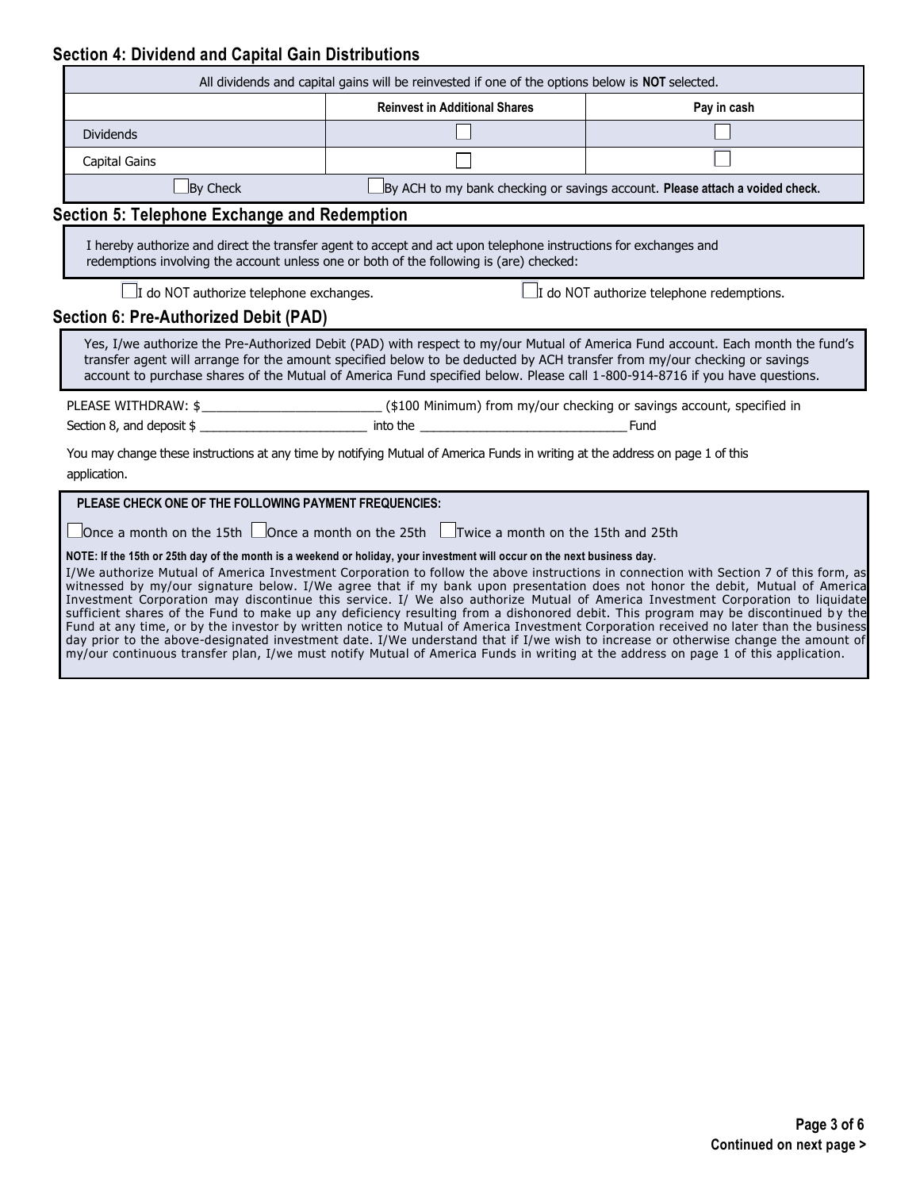## Section 4: Dividend and Capital Gain Distributions

| All dividends and capital gains will be reinvested if one of the options below is **NOT** selected. | | |
|---|---|---|
| | **Reinvest in Additional Shares** | **Pay in cash** |
| Dividends | ☐ | ☐ |
| Capital Gains | ☐ | ☐ |
| ☐ By Check | ☐ By ACH to my bank checking or savings account. **Please attach a voided check.** | |

## Section 5: Telephone Exchange and Redemption

I hereby authorize and direct the transfer agent to accept and act upon telephone instructions for exchanges and redemptions involving the account unless one or both of the following is (are) checked:

☐ I do NOT authorize telephone exchanges. ☐ I do NOT authorize telephone redemptions.

## Section 6: Pre-Authorized Debit (PAD)

Yes, I/we authorize the Pre-Authorized Debit (PAD) with respect to my/our Mutual of America Fund account. Each month the fund's transfer agent will arrange for the amount specified below to be deducted by ACH transfer from my/our checking or savings account to purchase shares of the Mutual of America Fund specified below. Please call 1-800-914-8716 if you have questions.

PLEASE WITHDRAW: $_________________________ ($100 Minimum) from my/our checking or savings account, specified in Section 8, and deposit $ ________________________ into the ______________________________ Fund

You may change these instructions at any time by notifying Mutual of America Funds in writing at the address on page 1 of this application.

**PLEASE CHECK ONE OF THE FOLLOWING PAYMENT FREQUENCIES:**

☐ Once a month on the 15th ☐ Once a month on the 25th ☐ Twice a month on the 15th and 25th

**NOTE: If the 15th or 25th day of the month is a weekend or holiday, your investment will occur on the next business day.**

I/We authorize Mutual of America Investment Corporation to follow the above instructions in connection with Section 7 of this form, as witnessed by my/our signature below. I/We agree that if my bank upon presentation does not honor the debit, Mutual of America Investment Corporation may discontinue this service. I/ We also authorize Mutual of America Investment Corporation to liquidate sufficient shares of the Fund to make up any deficiency resulting from a dishonored debit. This program may be discontinued by the Fund at any time, or by the investor by written notice to Mutual of America Investment Corporation received no later than the business day prior to the above-designated investment date. I/We understand that if I/we wish to increase or otherwise change the amount of my/our continuous transfer plan, I/we must notify Mutual of America Funds in writing at the address on page 1 of this application.

**Continued on next page >**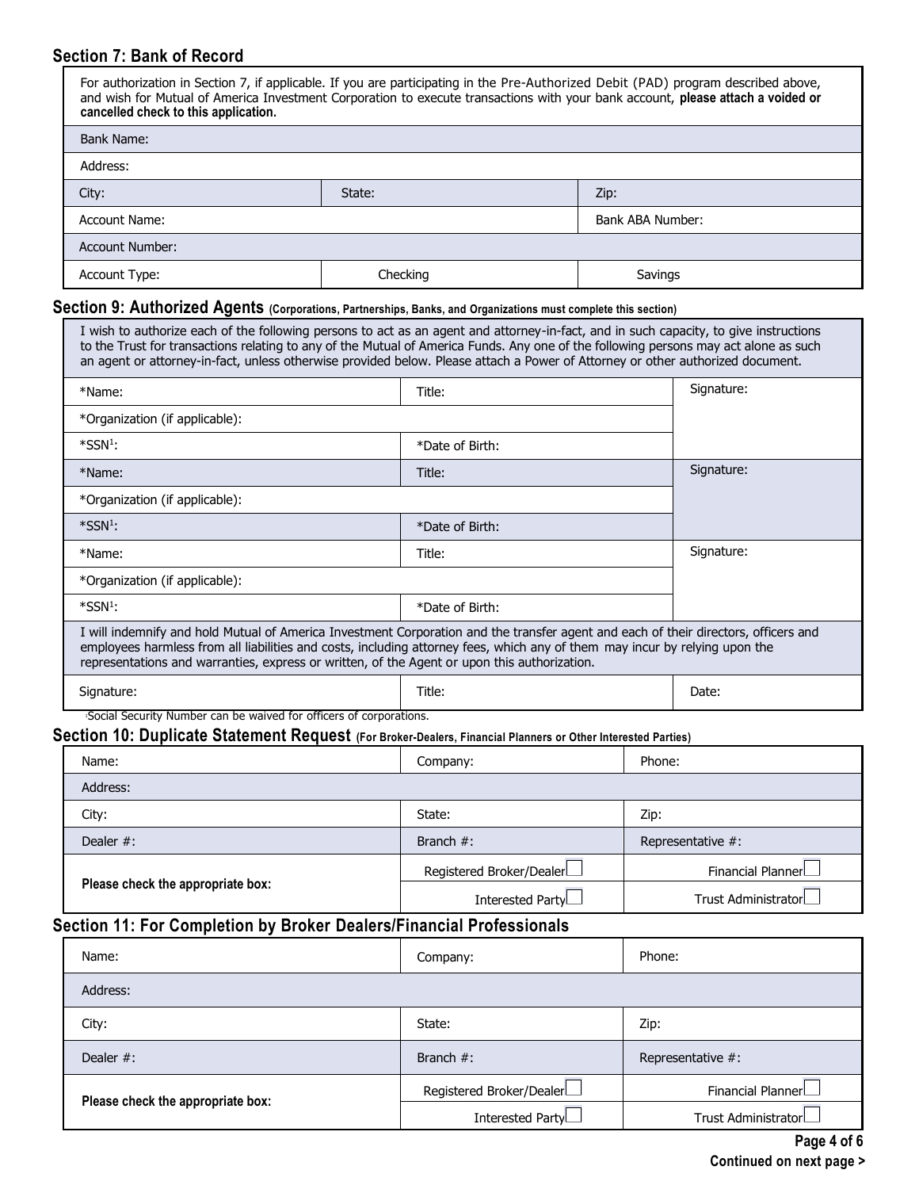## Section 7: Bank of Record

For authorization in Section 7, if applicable. If you are participating in the Pre-Authorized Debit (PAD) program described above, and wish for Mutual of America Investment Corporation to execute transactions with your bank account, **please attach a voided or cancelled check to this application.**

| | | |
|---|---|---|
| Bank Name: | | |
| Address: | | |
| City: | State: | Zip: |
| Account Name: | | Bank ABA Number: |
| Account Number: | | |
| Account Type: | Checking | Savings |

## Section 9: Authorized Agents (Corporations, Partnerships, Banks, and Organizations must complete this section)

I wish to authorize each of the following persons to act as an agent and attorney-in-fact, and in such capacity, to give instructions to the Trust for transactions relating to any of the Mutual of America Funds. Any one of the following persons may act alone as such an agent or attorney-in-fact, unless otherwise provided below. Please attach a Power of Attorney or other authorized document.

| | | |
|---|---|---|
| *Name: | Title: | Signature: |
| *Organization (if applicable): | | |
| *SSN[1]: | *Date of Birth: | |
| *Name: | Title: | Signature: |
| *Organization (if applicable): | | |
| *SSN[1]: | *Date of Birth: | |
| *Name: | Title: | Signature: |
| *Organization (if applicable): | | |
| *SSN[1]: | *Date of Birth: | |

I will indemnify and hold Mutual of America Investment Corporation and the transfer agent and each of their directors, officers and employees harmless from all liabilities and costs, including attorney fees, which any of them may incur by relying upon the representations and warranties, express or written, of the Agent or upon this authorization.

| | | |
|---|---|---|
| Signature: | Title: | Date: |

[1]Social Security Number can be waived for officers of corporations.

## Section 10: Duplicate Statement Request (For Broker-Dealers, Financial Planners or Other Interested Parties)

| | | |
|---|---|---|
| Name: | Company: | Phone: |
| Address: | | |
| City: | State: | Zip: |
| Dealer #: | Branch #: | Representative #: |
| **Please check the appropriate box:** | Registered Broker/Dealer ☐ | Financial Planner ☐ |
| | Interested Party ☐ | Trust Administrator ☐ |

## Section 11: For Completion by Broker Dealers/Financial Professionals

| | | |
|---|---|---|
| Name: | Company: | Phone: |
| Address: | | |
| City: | State: | Zip: |
| Dealer #: | Branch #: | Representative #: |
| **Please check the appropriate box:** | Registered Broker/Dealer ☐ | Financial Planner ☐ |
| | Interested Party ☐ | Trust Administrator ☐ |

**Continued on next page >**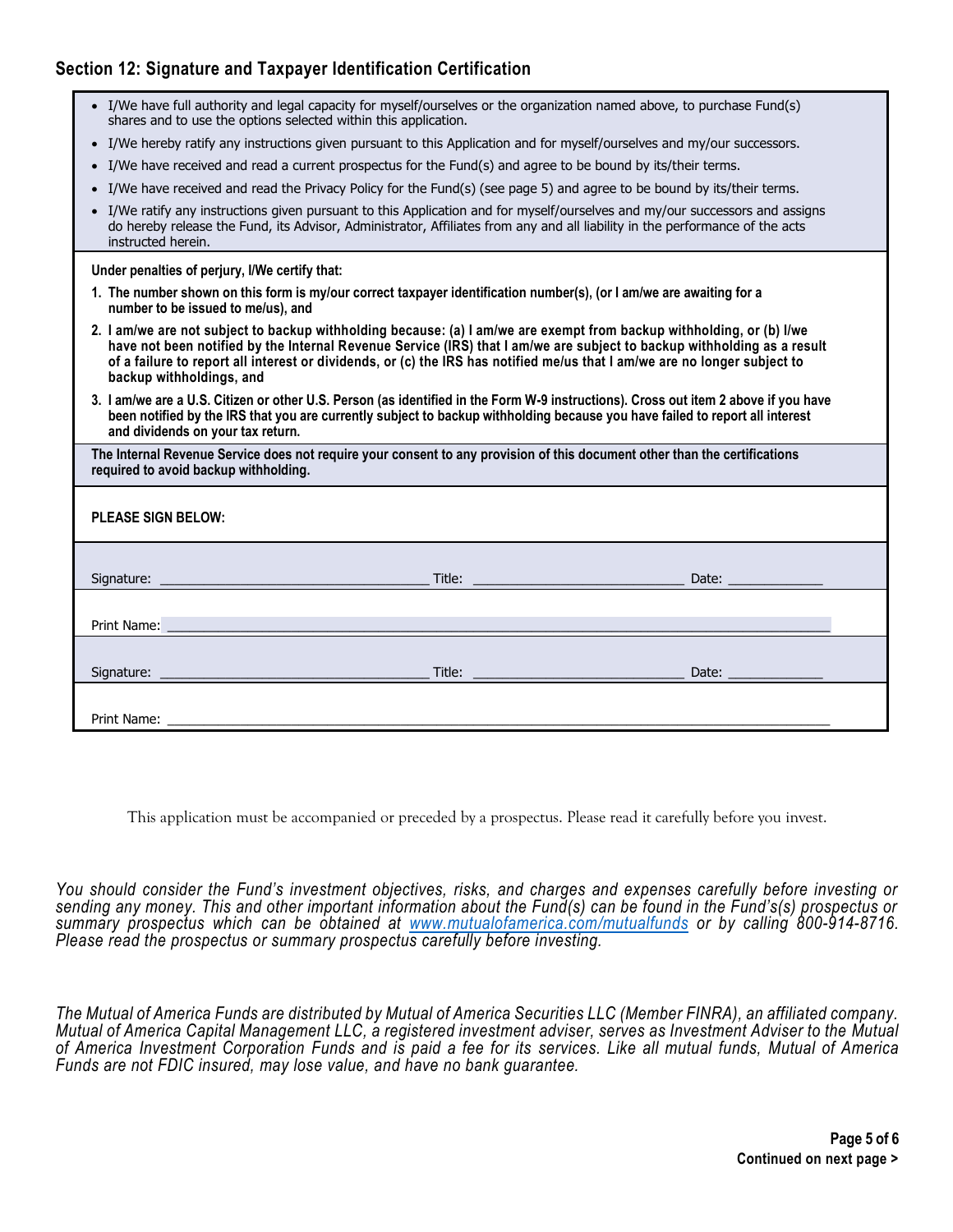## Section 12: Signature and Taxpayer Identification Certification

- I/We have full authority and legal capacity for myself/ourselves or the organization named above, to purchase Fund(s) shares and to use the options selected within this application.
- I/We hereby ratify any instructions given pursuant to this Application and for myself/ourselves and my/our successors.
- I/We have received and read a current prospectus for the Fund(s) and agree to be bound by its/their terms.
- I/We have received and read the Privacy Policy for the Fund(s) (see page 5) and agree to be bound by its/their terms.
- I/We ratify any instructions given pursuant to this Application and for myself/ourselves and my/our successors and assigns do hereby release the Fund, its Advisor, Administrator, Affiliates from any and all liability in the performance of the acts instructed herein.

**Under penalties of perjury, I/We certify that:**

1. **The number shown on this form is my/our correct taxpayer identification number(s), (or I am/we are awaiting for a number to be issued to me/us), and**
2. **I am/we are not subject to backup withholding because: (a) I am/we are exempt from backup withholding, or (b) I/we have not been notified by the Internal Revenue Service (IRS) that I am/we are subject to backup withholding as a result of a failure to report all interest or dividends, or (c) the IRS has notified me/us that I am/we are no longer subject to backup withholdings, and**
3. **I am/we are a U.S. Citizen or other U.S. Person (as identified in the Form W-9 instructions). Cross out item 2 above if you have been notified by the IRS that you are currently subject to backup withholding because you have failed to report all interest and dividends on your tax return.**

**The Internal Revenue Service does not require your consent to any provision of this document other than the certifications required to avoid backup withholding.**

**PLEASE SIGN BELOW:**

Signature: ______________________ Title: ______________________ Date: ____________

Print Name: ______________________________________________________

Signature: ______________________ Title: ______________________ Date: ____________

Print Name: ______________________________________________________

This application must be accompanied or preceded by a prospectus. Please read it carefully before you invest.

*You should consider the Fund's investment objectives, risks, and charges and expenses carefully before investing or sending any money. This and other important information about the Fund(s) can be found in the Fund's(s) prospectus or summary prospectus which can be obtained at www.mutualofamerica.com/mutualfunds or by calling 800-914-8716. Please read the prospectus or summary prospectus carefully before investing.*

*The Mutual of America Funds are distributed by Mutual of America Securities LLC (Member FINRA), an affiliated company. Mutual of America Capital Management LLC, a registered investment adviser, serves as Investment Adviser to the Mutual of America Investment Corporation Funds and is paid a fee for its services. Like all mutual funds, Mutual of America Funds are not FDIC insured, may lose value, and have no bank guarantee.*

**Continued on next page >**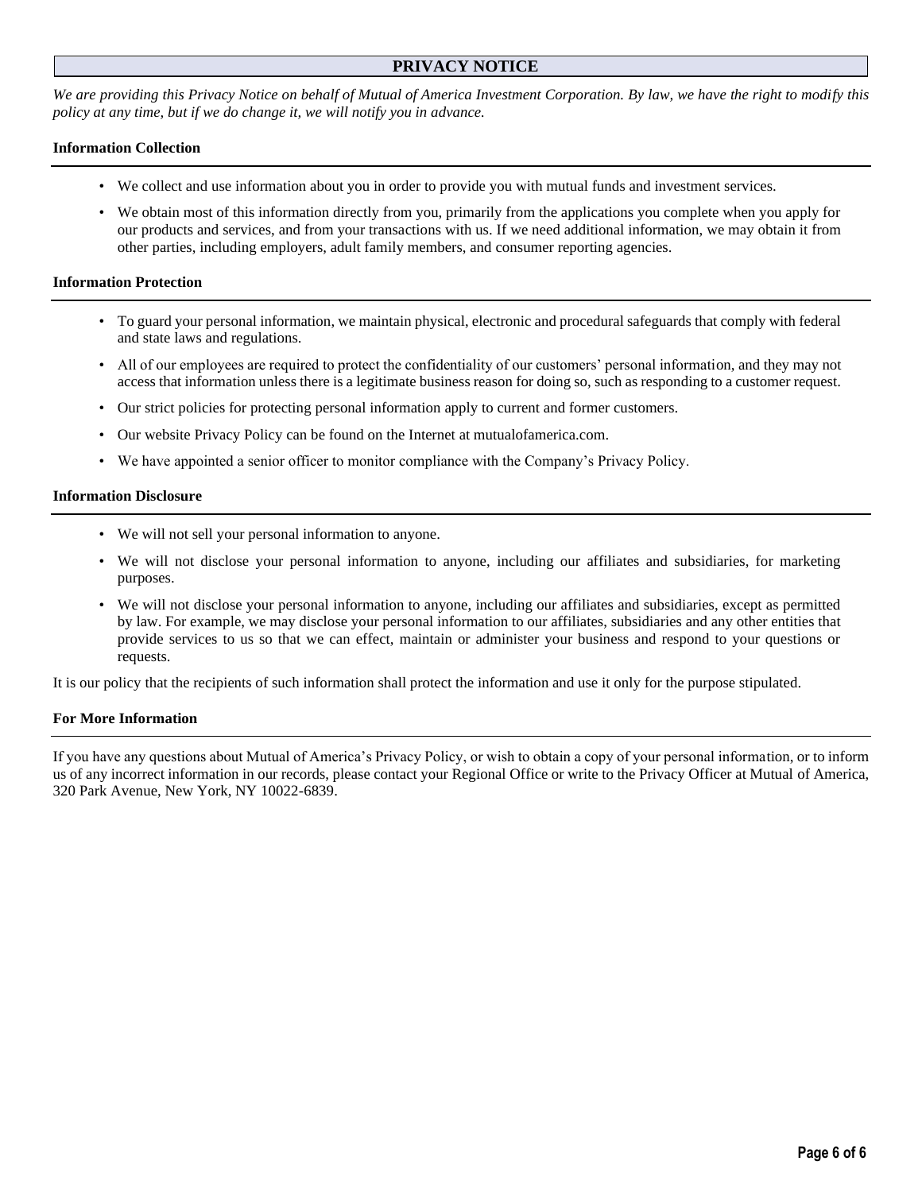# PRIVACY NOTICE

*We are providing this Privacy Notice on behalf of Mutual of America Investment Corporation. By law, we have the right to modify this policy at any time, but if we do change it, we will notify you in advance.*

## Information Collection

- We collect and use information about you in order to provide you with mutual funds and investment services.
- We obtain most of this information directly from you, primarily from the applications you complete when you apply for our products and services, and from your transactions with us. If we need additional information, we may obtain it from other parties, including employers, adult family members, and consumer reporting agencies.

## Information Protection

- To guard your personal information, we maintain physical, electronic and procedural safeguards that comply with federal and state laws and regulations.
- All of our employees are required to protect the confidentiality of our customers' personal information, and they may not access that information unless there is a legitimate business reason for doing so, such as responding to a customer request.
- Our strict policies for protecting personal information apply to current and former customers.
- Our website Privacy Policy can be found on the Internet at mutualofamerica.com.
- We have appointed a senior officer to monitor compliance with the Company's Privacy Policy.

## Information Disclosure

- We will not sell your personal information to anyone.
- We will not disclose your personal information to anyone, including our affiliates and subsidiaries, for marketing purposes.
- We will not disclose your personal information to anyone, including our affiliates and subsidiaries, except as permitted by law. For example, we may disclose your personal information to our affiliates, subsidiaries and any other entities that provide services to us so that we can effect, maintain or administer your business and respond to your questions or requests.

It is our policy that the recipients of such information shall protect the information and use it only for the purpose stipulated.

## For More Information

If you have any questions about Mutual of America's Privacy Policy, or wish to obtain a copy of your personal information, or to inform us of any incorrect information in our records, please contact your Regional Office or write to the Privacy Officer at Mutual of America, 320 Park Avenue, New York, NY 10022-6839.